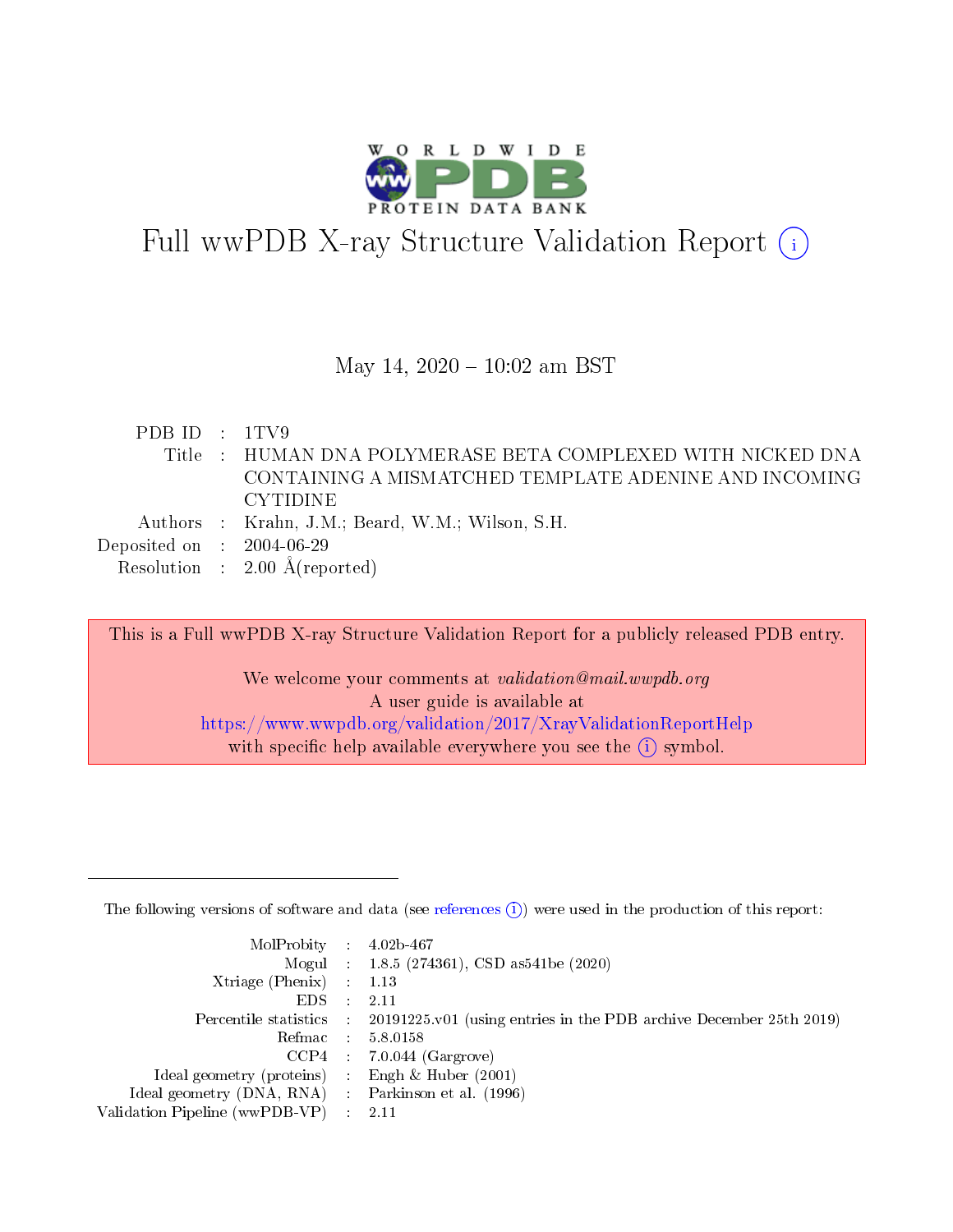# Full wwPDB X-ray Structure Validation Report

May 14, 2020 – 10:02 am BST

| | | |
|---|---|---|
| PDB ID | : | 1TV9 |
| Title | : | HUMAN DNA POLYMERASE BETA COMPLEXED WITH NICKED DNA CONTAINING A MISMATCHED TEMPLATE ADENINE AND INCOMING CYTIDINE |
| Authors | : | Krahn, J.M.; Beard, W.M.; Wilson, S.H. |
| Deposited on | : | 2004-06-29 |
| Resolution | : | 2.00 Å(reported) |

This is a Full wwPDB X-ray Structure Validation Report for a publicly released PDB entry.

We welcome your comments at *validation@mail.wwpdb.org*
A user guide is available at
https://www.wwpdb.org/validation/2017/XrayValidationReportHelp
with specific help available everywhere you see the (i) symbol.

The following versions of software and data (see references (i)) were used in the production of this report:

| | | |
|---|---|---|
| MolProbity | : | 4.02b-467 |
| Mogul | : | 1.8.5 (274361), CSD as541be (2020) |
| Xtriage (Phenix) | : | 1.13 |
| EDS | : | 2.11 |
| Percentile statistics | : | 20191225.v01 (using entries in the PDB archive December 25th 2019) |
| Refmac | : | 5.8.0158 |
| CCP4 | : | 7.0.044 (Gargrove) |
| Ideal geometry (proteins) | : | Engh & Huber (2001) |
| Ideal geometry (DNA, RNA) | : | Parkinson et al. (1996) |
| Validation Pipeline (wwPDB-VP) | : | 2.11 |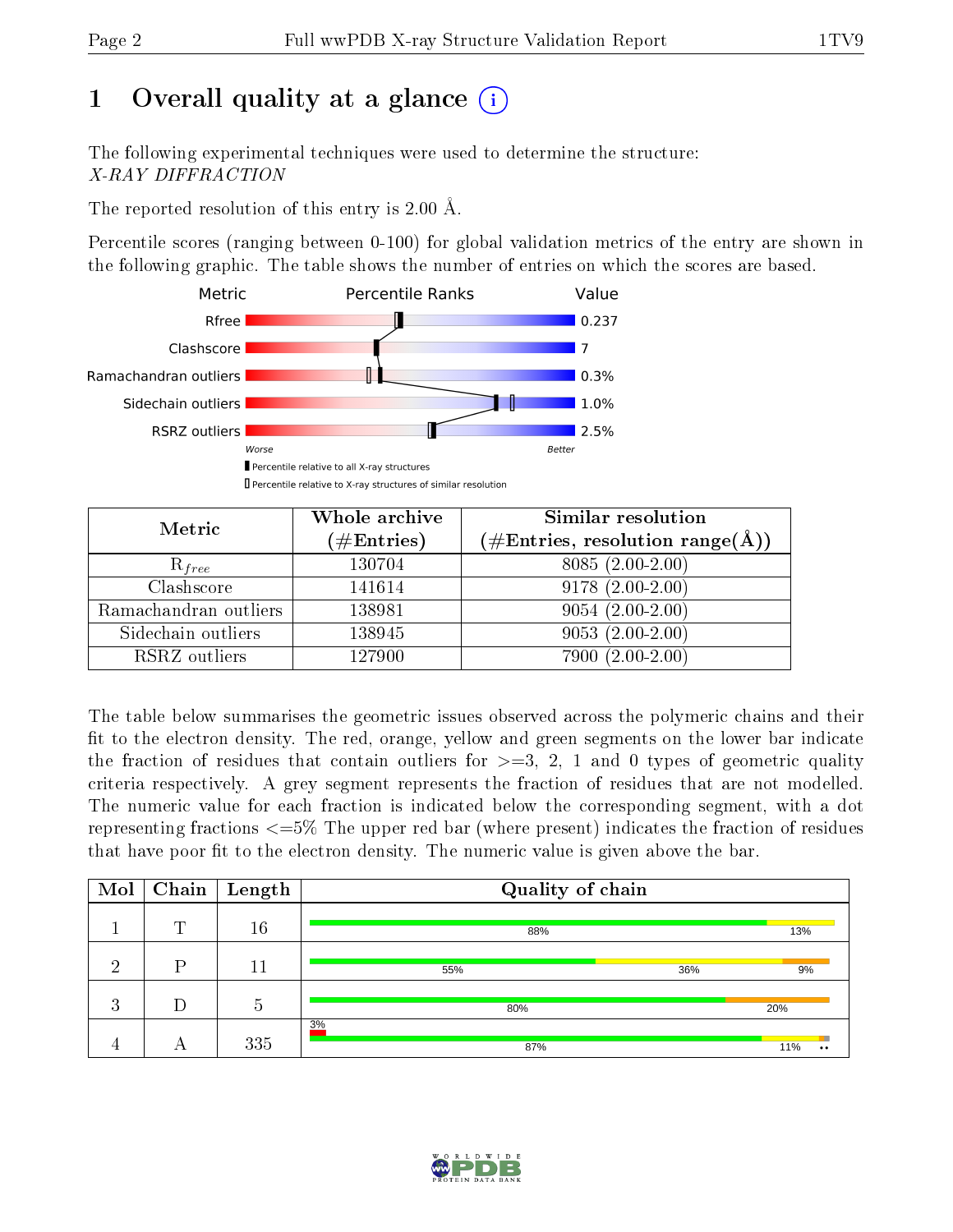# 1 Overall quality at a glance (i)

The following experimental techniques were used to determine the structure:
*X-RAY DIFFRACTION*

The reported resolution of this entry is 2.00 Å.

Percentile scores (ranging between 0-100) for global validation metrics of the entry are shown in the following graphic. The table shows the number of entries on which the scores are based.

| Metric | Value |
|---|---|
| Rfree | 0.237 |
| Clashscore | 7 |
| Ramachandran outliers | 0.3% |
| Sidechain outliers | 1.0% |
| RSRZ outliers | 2.5% |

Worse — Better

Percentile relative to all X-ray structures
Percentile relative to X-ray structures of similar resolution

| Metric | Whole archive (#Entries) | Similar resolution (#Entries, resolution range(Å)) |
|---|---|---|
| $R_{free}$ | 130704 | 8085 (2.00-2.00) |
| Clashscore | 141614 | 9178 (2.00-2.00) |
| Ramachandran outliers | 138981 | 9054 (2.00-2.00) |
| Sidechain outliers | 138945 | 9053 (2.00-2.00) |
| RSRZ outliers | 127900 | 7900 (2.00-2.00) |

The table below summarises the geometric issues observed across the polymeric chains and their fit to the electron density. The red, orange, yellow and green segments on the lower bar indicate the fraction of residues that contain outliers for >=3, 2, 1 and 0 types of geometric quality criteria respectively. A grey segment represents the fraction of residues that are not modelled. The numeric value for each fraction is indicated below the corresponding segment, with a dot representing fractions <=5% The upper red bar (where present) indicates the fraction of residues that have poor fit to the electron density. The numeric value is given above the bar.

| Mol | Chain | Length | Quality of chain |
|---|---|---|---|
| 1 | T | 16 | 88% · 13% |
| 2 | P | 11 | 55% · 36% · 9% |
| 3 | D | 5 | 80% · 20% |
| 4 | A | 335 | 3% (poor fit); 87% · 11% · • • |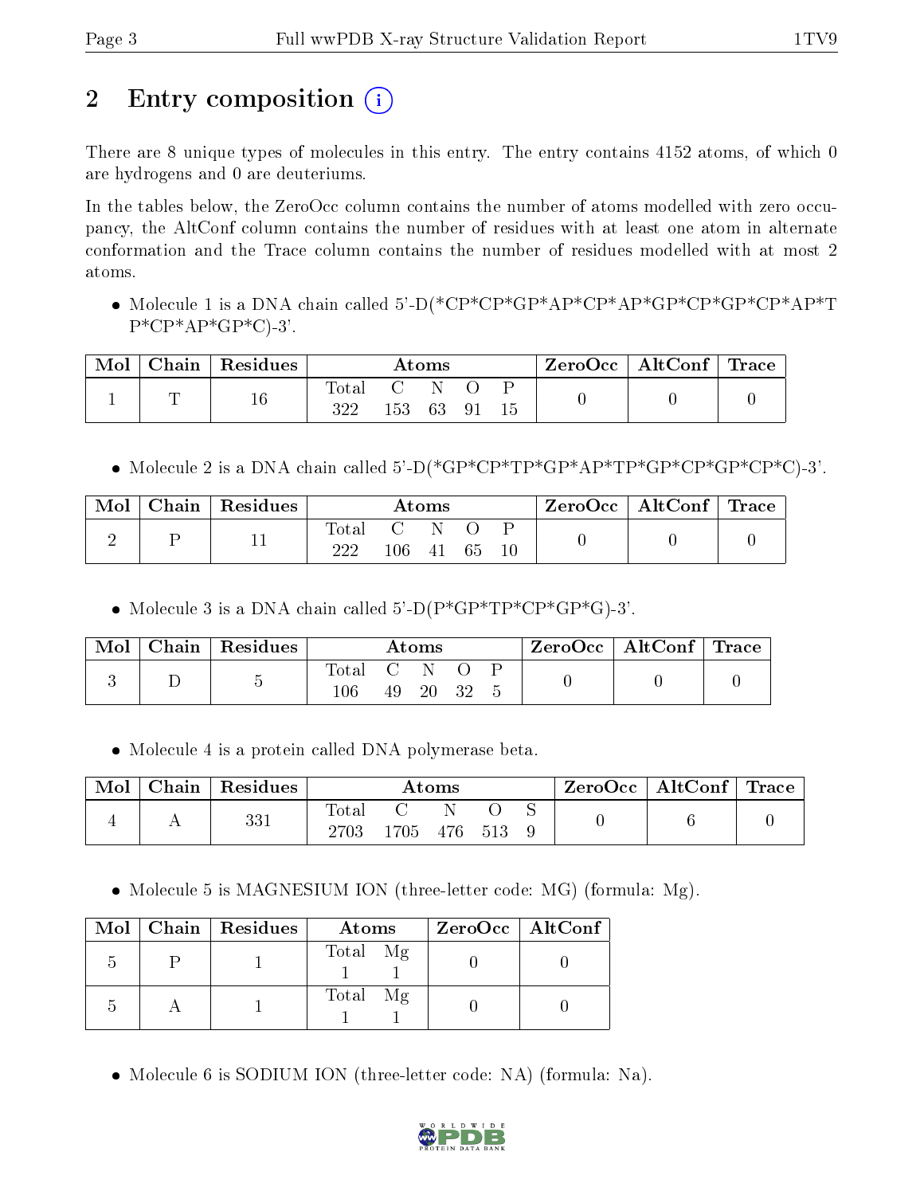# 2 Entry composition (i)

There are 8 unique types of molecules in this entry. The entry contains 4152 atoms, of which 0 are hydrogens and 0 are deuteriums.

In the tables below, the ZeroOcc column contains the number of atoms modelled with zero occupancy, the AltConf column contains the number of residues with at least one atom in alternate conformation and the Trace column contains the number of residues modelled with at most 2 atoms.

- Molecule 1 is a DNA chain called 5'-D(*CP*CP*GP*AP*CP*AP*GP*CP*GP*CP*AP*TP*CP*AP*GP*C)-3'.

| Mol | Chain | Residues | Atoms | | | | | ZeroOcc | AltConf | Trace |
|---|---|---|---|---|---|---|---|---|---|---|
| 1 | T | 16 | Total | C | N | O | P | 0 | 0 | 0 |
| | | | 322 | 153 | 63 | 91 | 15 | | | |

- Molecule 2 is a DNA chain called 5'-D(*GP*CP*TP*GP*AP*TP*GP*CP*GP*CP*C)-3'.

| Mol | Chain | Residues | Atoms | | | | | ZeroOcc | AltConf | Trace |
|---|---|---|---|---|---|---|---|---|---|---|
| 2 | P | 11 | Total | C | N | O | P | 0 | 0 | 0 |
| | | | 222 | 106 | 41 | 65 | 10 | | | |

- Molecule 3 is a DNA chain called 5'-D(P*GP*TP*CP*GP*G)-3'.

| Mol | Chain | Residues | Atoms | | | | | ZeroOcc | AltConf | Trace |
|---|---|---|---|---|---|---|---|---|---|---|
| 3 | D | 5 | Total | C | N | O | P | 0 | 0 | 0 |
| | | | 106 | 49 | 20 | 32 | 5 | | | |

- Molecule 4 is a protein called DNA polymerase beta.

| Mol | Chain | Residues | Atoms | | | | | ZeroOcc | AltConf | Trace |
|---|---|---|---|---|---|---|---|---|---|---|
| 4 | A | 331 | Total | C | N | O | S | 0 | 6 | 0 |
| | | | 2703 | 1705 | 476 | 513 | 9 | | | |

- Molecule 5 is MAGNESIUM ION (three-letter code: MG) (formula: Mg).

| Mol | Chain | Residues | Atoms | | ZeroOcc | AltConf |
|---|---|---|---|---|---|---|
| 5 | P | 1 | Total | Mg | 0 | 0 |
| | | | 1 | 1 | | |
| 5 | A | 1 | Total | Mg | 0 | 0 |
| | | | 1 | 1 | | |

- Molecule 6 is SODIUM ION (three-letter code: NA) (formula: Na).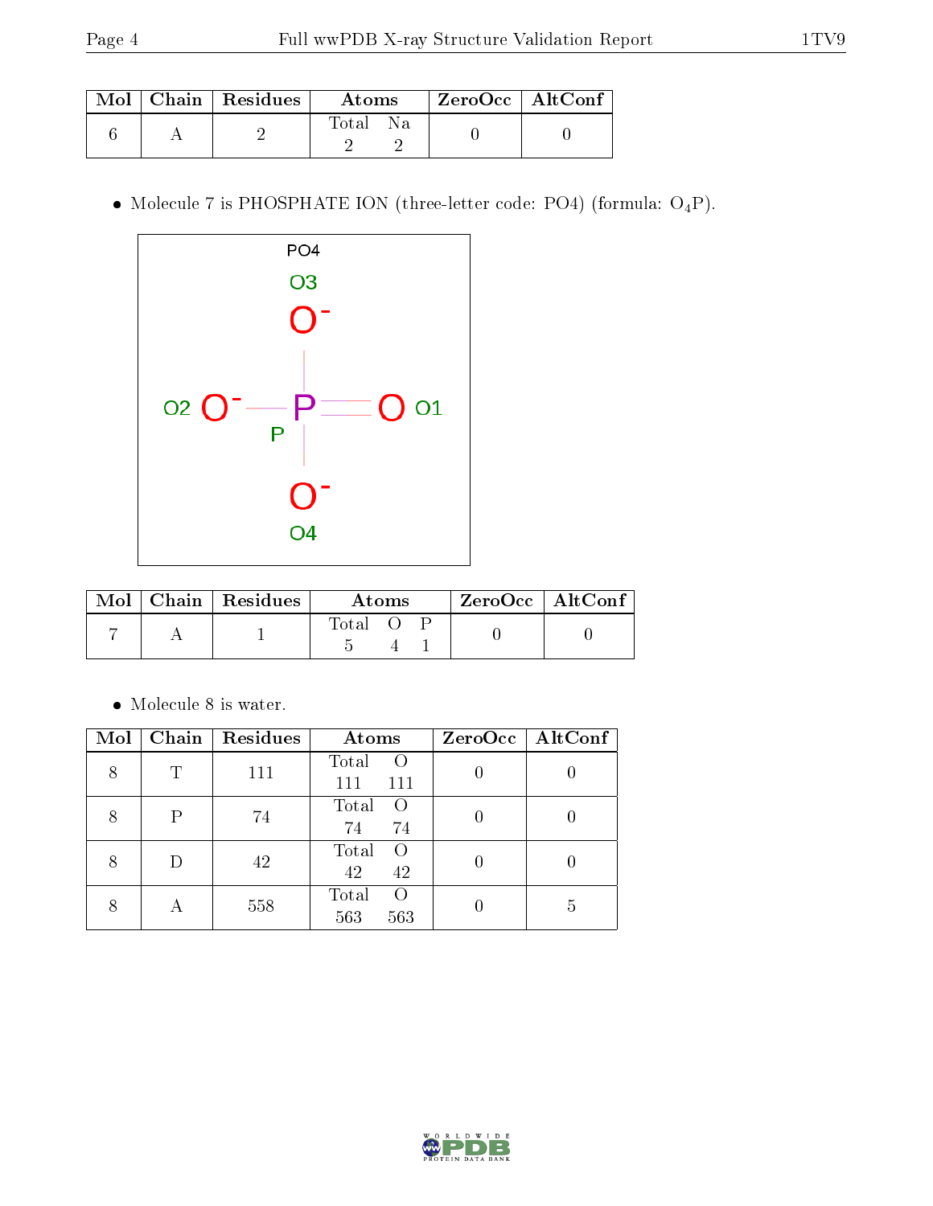| Mol | Chain | Residues | Atoms | | ZeroOcc | AltConf |
|---|---|---|---|---|---|---|
| | | | Total | Na | | |
| 6 | A | 2 | 2 | 2 | 0 | 0 |

- Molecule 7 is PHOSPHATE ION (three-letter code: PO4) (formula: $O_4P$).

| Mol | Chain | Residues | Atoms | | | ZeroOcc | AltConf |
|---|---|---|---|---|---|---|---|
| | | | Total | O | P | | |
| 7 | A | 1 | 5 | 4 | 1 | 0 | 0 |

- Molecule 8 is water.

| Mol | Chain | Residues | Atoms | | ZeroOcc | AltConf |
|---|---|---|---|---|---|---|
| | | | Total | O | | |
| 8 | T | 111 | 111 | 111 | 0 | 0 |
| 8 | P | 74 | 74 | 74 | 0 | 0 |
| 8 | D | 42 | 42 | 42 | 0 | 0 |
| 8 | A | 558 | 563 | 563 | 0 | 5 |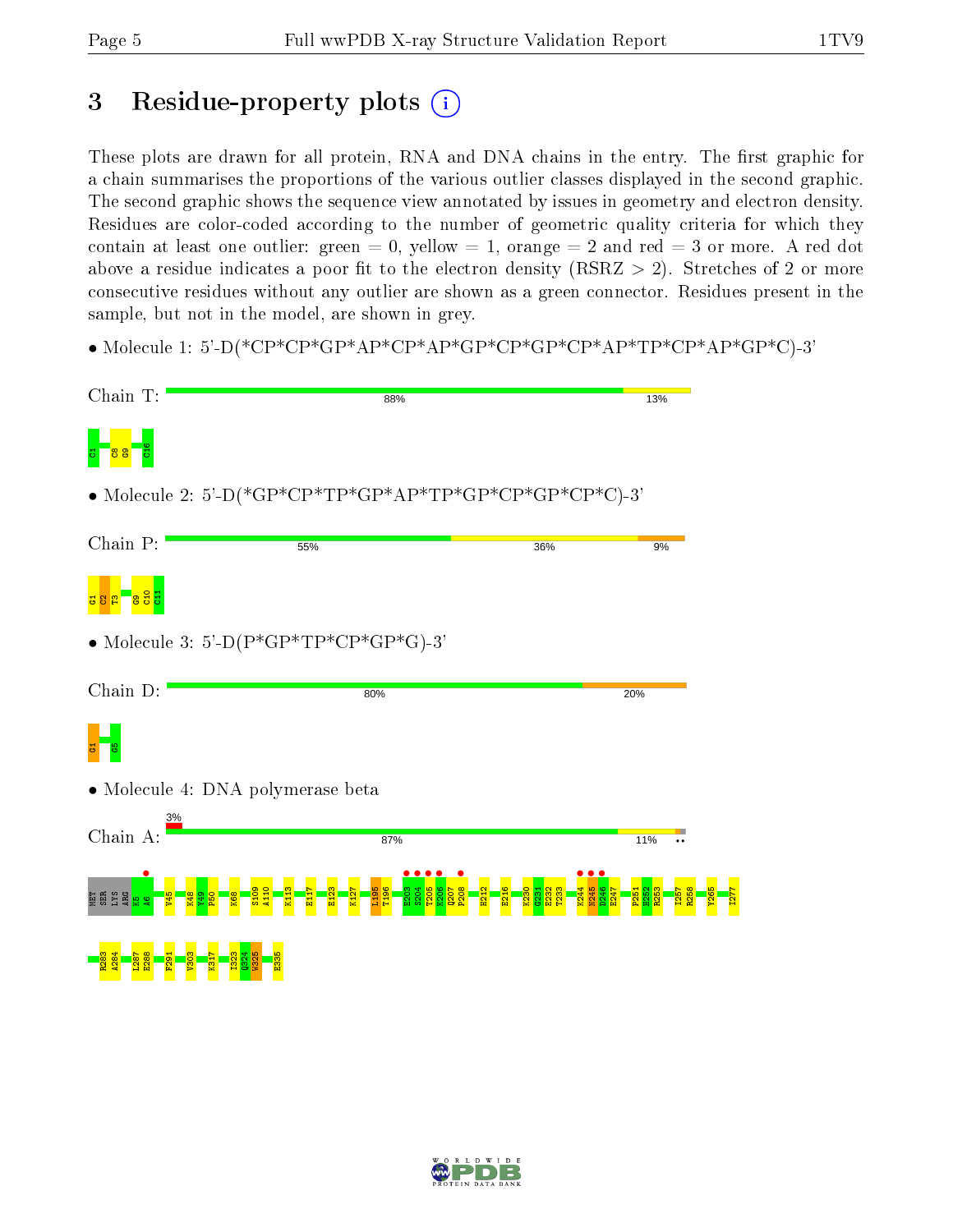# 3 Residue-property plots

These plots are drawn for all protein, RNA and DNA chains in the entry. The first graphic for a chain summarises the proportions of the various outlier classes displayed in the second graphic. The second graphic shows the sequence view annotated by issues in geometry and electron density. Residues are color-coded according to the number of geometric quality criteria for which they contain at least one outlier: green = 0, yellow = 1, orange = 2 and red = 3 or more. A red dot above a residue indicates a poor fit to the electron density (RSRZ > 2). Stretches of 2 or more consecutive residues without any outlier are shown as a green connector. Residues present in the sample, but not in the model, are shown in grey.

- Molecule 1: 5'-D(*CP*CP*GP*AP*CP*AP*GP*CP*GP*CP*AP*TP*CP*AP*GP*C)-3'

Chain T: 88% | 13%

C1 C8 G9 C16

- Molecule 2: 5'-D(*GP*CP*TP*GP*AP*TP*GP*CP*GP*CP*C)-3'

Chain P: 55% | 36% | 9%

G1 C2 T3 G9 C10 C11

- Molecule 3: 5'-D(P*GP*TP*CP*GP*G)-3'

Chain D: 80% | 20%

G1 G5

- Molecule 4: DNA polymerase beta

Chain A: 3% | 87% | 11%

MET SER LYS ARG K5 A6 V45 K48 Y49 P50 K68 S109 A110 K113 E117 E123 K127 L195 T196 E203 S204 T205 K206 Q207 P208 H212 E216 K230 G231 E232 T233 K244 N245 D246 E247 P251 R252 R253 I257 R258 Y265 I277 R283 A284 L287 E288 F291 V303 K317 I323 Q324 W325 E335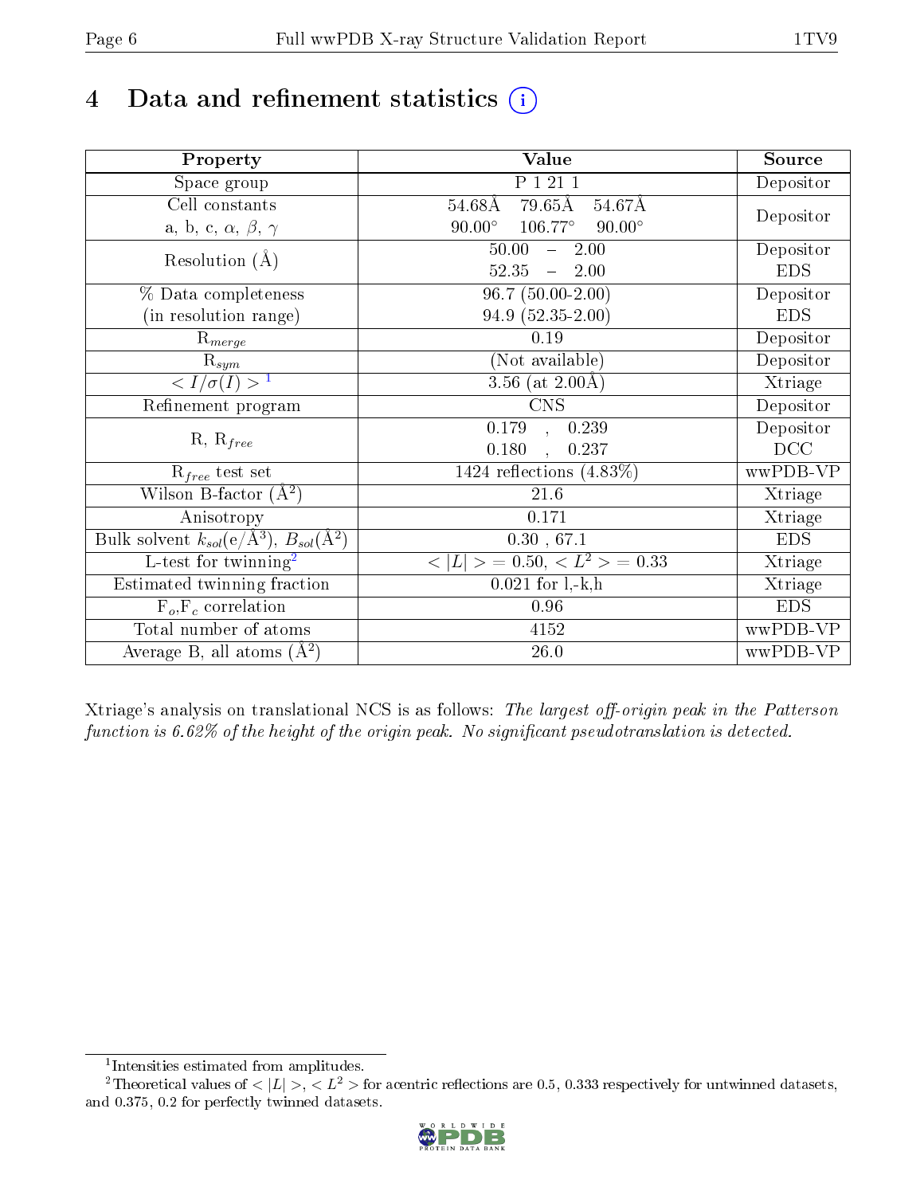# 4 Data and refinement statistics (i)

| Property | Value | Source |
|---|---|---|
| Space group | P 1 21 1 | Depositor |
| Cell constants<br>a, b, c, $\alpha$, $\beta$, $\gamma$ | 54.68Å 79.65Å 54.67Å<br>90.00° 106.77° 90.00° | Depositor |
| Resolution (Å) | 50.00 – 2.00<br>52.35 – 2.00 | Depositor<br>EDS |
| % Data completeness<br>(in resolution range) | 96.7 (50.00-2.00)<br>94.9 (52.35-2.00) | Depositor<br>EDS |
| $R_{merge}$ | 0.19 | Depositor |
| $R_{sym}$ | (Not available) | Depositor |
| $< I/\sigma(I) >$ [1] | 3.56 (at 2.00Å) | Xtriage |
| Refinement program | CNS | Depositor |
| R, $R_{free}$ | 0.179 , 0.239<br>0.180 , 0.237 | Depositor<br>DCC |
| $R_{free}$ test set | 1424 reflections (4.83%) | wwPDB-VP |
| Wilson B-factor (Å$^2$) | 21.6 | Xtriage |
| Anisotropy | 0.171 | Xtriage |
| Bulk solvent $k_{sol}$(e/Å$^3$), $B_{sol}$(Å$^2$) | 0.30 , 67.1 | EDS |
| L-test for twinning[2] | $< \|L\| > = 0.50$, $< L^2 > = 0.33$ | Xtriage |
| Estimated twinning fraction | 0.021 for l,-k,h | Xtriage |
| $F_o$,$F_c$ correlation | 0.96 | EDS |
| Total number of atoms | 4152 | wwPDB-VP |
| Average B, all atoms (Å$^2$) | 26.0 | wwPDB-VP |

Xtriage's analysis on translational NCS is as follows: *The largest off-origin peak in the Patterson function is 6.62% of the height of the origin peak. No significant pseudotranslation is detected.*

[1] Intensities estimated from amplitudes.

[2] Theoretical values of $<|L|>$, $<L^2>$ for acentric reflections are 0.5, 0.333 respectively for untwinned datasets, and 0.375, 0.2 for perfectly twinned datasets.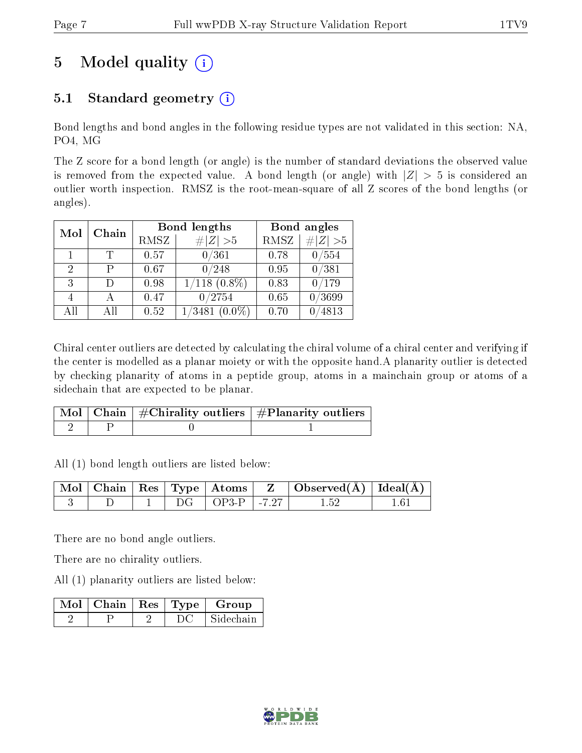# 5 Model quality

## 5.1 Standard geometry

Bond lengths and bond angles in the following residue types are not validated in this section: NA, PO4, MG

The Z score for a bond length (or angle) is the number of standard deviations the observed value is removed from the expected value. A bond length (or angle) with $|Z| > 5$ is considered an outlier worth inspection. RMSZ is the root-mean-square of all Z scores of the bond lengths (or angles).

| Mol | Chain | Bond lengths | | Bond angles | |
|---|---|---|---|---|---|
| | | RMSZ | $\#\|Z\| > 5$ | RMSZ | $\#\|Z\| > 5$ |
| 1 | T | 0.57 | 0/361 | 0.78 | 0/554 |
| 2 | P | 0.67 | 0/248 | 0.95 | 0/381 |
| 3 | D | 0.98 | 1/118 (0.8%) | 0.83 | 0/179 |
| 4 | A | 0.47 | 0/2754 | 0.65 | 0/3699 |
| All | All | 0.52 | 1/3481 (0.0%) | 0.70 | 0/4813 |

Chiral center outliers are detected by calculating the chiral volume of a chiral center and verifying if the center is modelled as a planar moiety or with the opposite hand.A planarity outlier is detected by checking planarity of atoms in a peptide group, atoms in a mainchain group or atoms of a sidechain that are expected to be planar.

| Mol | Chain | #Chirality outliers | #Planarity outliers |
|---|---|---|---|
| 2 | P | 0 | 1 |

All (1) bond length outliers are listed below:

| Mol | Chain | Res | Type | Atoms | Z | Observed(Å) | Ideal(Å) |
|---|---|---|---|---|---|---|---|
| 3 | D | 1 | DG | OP3-P | -7.27 | 1.52 | 1.61 |

There are no bond angle outliers.

There are no chirality outliers.

All (1) planarity outliers are listed below:

| Mol | Chain | Res | Type | Group |
|---|---|---|---|---|
| 2 | P | 2 | DC | Sidechain |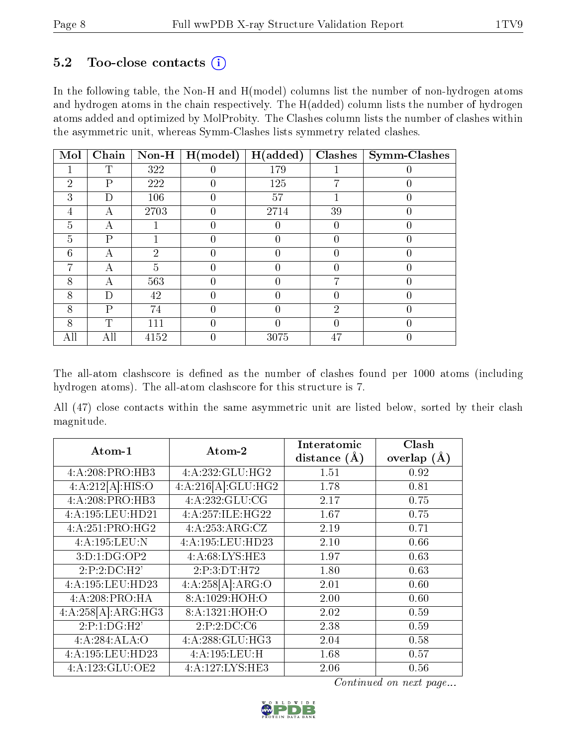### 5.2 Too-close contacts (i)

In the following table, the Non-H and H(model) columns list the number of non-hydrogen atoms and hydrogen atoms in the chain respectively. The H(added) column lists the number of hydrogen atoms added and optimized by MolProbity. The Clashes column lists the number of clashes within the asymmetric unit, whereas Symm-Clashes lists symmetry related clashes.

| Mol | Chain | Non-H | H(model) | H(added) | Clashes | Symm-Clashes |
|---|---|---|---|---|---|---|
| 1 | T | 322 | 0 | 179 | 1 | 0 |
| 2 | P | 222 | 0 | 125 | 7 | 0 |
| 3 | D | 106 | 0 | 57 | 1 | 0 |
| 4 | A | 2703 | 0 | 2714 | 39 | 0 |
| 5 | A | 1 | 0 | 0 | 0 | 0 |
| 5 | P | 1 | 0 | 0 | 0 | 0 |
| 6 | A | 2 | 0 | 0 | 0 | 0 |
| 7 | A | 5 | 0 | 0 | 0 | 0 |
| 8 | A | 563 | 0 | 0 | 7 | 0 |
| 8 | D | 42 | 0 | 0 | 0 | 0 |
| 8 | P | 74 | 0 | 0 | 2 | 0 |
| 8 | T | 111 | 0 | 0 | 0 | 0 |
| All | All | 4152 | 0 | 3075 | 47 | 0 |

The all-atom clashscore is defined as the number of clashes found per 1000 atoms (including hydrogen atoms). The all-atom clashscore for this structure is 7.

All (47) close contacts within the same asymmetric unit are listed below, sorted by their clash magnitude.

| Atom-1 | Atom-2 | Interatomic distance (Å) | Clash overlap (Å) |
|---|---|---|---|
| 4:A:208:PRO:HB3 | 4:A:232:GLU:HG2 | 1.51 | 0.92 |
| 4:A:212[A]:HIS:O | 4:A:216[A]:GLU:HG2 | 1.78 | 0.81 |
| 4:A:208:PRO:HB3 | 4:A:232:GLU:CG | 2.17 | 0.75 |
| 4:A:195:LEU:HD21 | 4:A:257:ILE:HG22 | 1.67 | 0.75 |
| 4:A:251:PRO:HG2 | 4:A:253:ARG:CZ | 2.19 | 0.71 |
| 4:A:195:LEU:N | 4:A:195:LEU:HD23 | 2.10 | 0.66 |
| 3:D:1:DG:OP2 | 4:A:68:LYS:HE3 | 1.97 | 0.63 |
| 2:P:2:DC:H2' | 2:P:3:DT:H72 | 1.80 | 0.63 |
| 4:A:195:LEU:HD23 | 4:A:258[A]:ARG:O | 2.01 | 0.60 |
| 4:A:208:PRO:HA | 8:A:1029:HOH:O | 2.00 | 0.60 |
| 4:A:258[A]:ARG:HG3 | 8:A:1321:HOH:O | 2.02 | 0.59 |
| 2:P:1:DG:H2' | 2:P:2:DC:C6 | 2.38 | 0.59 |
| 4:A:284:ALA:O | 4:A:288:GLU:HG3 | 2.04 | 0.58 |
| 4:A:195:LEU:HD23 | 4:A:195:LEU:H | 1.68 | 0.57 |
| 4:A:123:GLU:OE2 | 4:A:127:LYS:HE3 | 2.06 | 0.56 |

*Continued on next page...*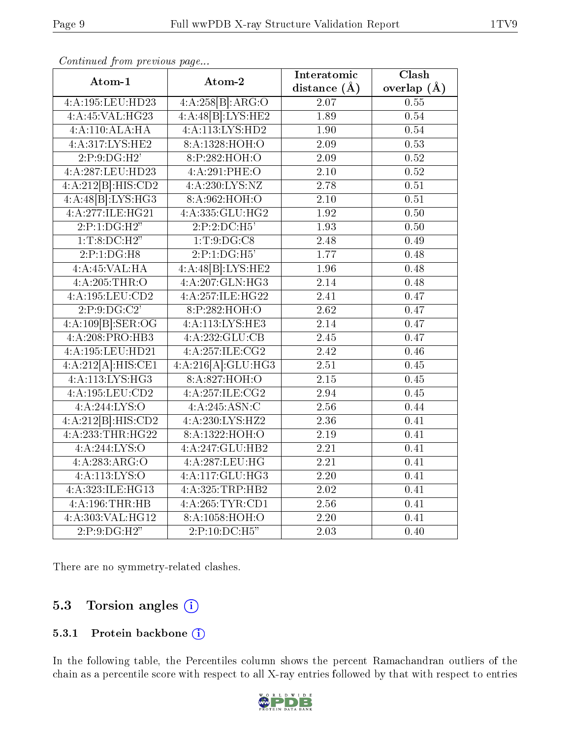*Continued from previous page...*

| Atom-1 | Atom-2 | Interatomic distance (Å) | Clash overlap (Å) |
| --- | --- | --- | --- |
| 4:A:195:LEU:HD23 | 4:A:258[B]:ARG:O | 2.07 | 0.55 |
| 4:A:45:VAL:HG23 | 4:A:48[B]:LYS:HE2 | 1.89 | 0.54 |
| 4:A:110:ALA:HA | 4:A:113:LYS:HD2 | 1.90 | 0.54 |
| 4:A:317:LYS:HE2 | 8:A:1328:HOH:O | 2.09 | 0.53 |
| 2:P:9:DG:H2' | 8:P:282:HOH:O | 2.09 | 0.52 |
| 4:A:287:LEU:HD23 | 4:A:291:PHE:O | 2.10 | 0.52 |
| 4:A:212[B]:HIS:CD2 | 4:A:230:LYS:NZ | 2.78 | 0.51 |
| 4:A:48[B]:LYS:HG3 | 8:A:962:HOH:O | 2.10 | 0.51 |
| 4:A:277:ILE:HG21 | 4:A:335:GLU:HG2 | 1.92 | 0.50 |
| 2:P:1:DG:H2" | 2:P:2:DC:H5' | 1.93 | 0.50 |
| 1:T:8:DC:H2" | 1:T:9:DG:C8 | 2.48 | 0.49 |
| 2:P:1:DG:H8 | 2:P:1:DG:H5' | 1.77 | 0.48 |
| 4:A:45:VAL:HA | 4:A:48[B]:LYS:HE2 | 1.96 | 0.48 |
| 4:A:205:THR:O | 4:A:207:GLN:HG3 | 2.14 | 0.48 |
| 4:A:195:LEU:CD2 | 4:A:257:ILE:HG22 | 2.41 | 0.47 |
| 2:P:9:DG:C2' | 8:P:282:HOH:O | 2.62 | 0.47 |
| 4:A:109[B]:SER:OG | 4:A:113:LYS:HE3 | 2.14 | 0.47 |
| 4:A:208:PRO:HB3 | 4:A:232:GLU:CB | 2.45 | 0.47 |
| 4:A:195:LEU:HD21 | 4:A:257:ILE:CG2 | 2.42 | 0.46 |
| 4:A:212[A]:HIS:CE1 | 4:A:216[A]:GLU:HG3 | 2.51 | 0.45 |
| 4:A:113:LYS:HG3 | 8:A:827:HOH:O | 2.15 | 0.45 |
| 4:A:195:LEU:CD2 | 4:A:257:ILE:CG2 | 2.94 | 0.45 |
| 4:A:244:LYS:O | 4:A:245:ASN:C | 2.56 | 0.44 |
| 4:A:212[B]:HIS:CD2 | 4:A:230:LYS:HZ2 | 2.36 | 0.41 |
| 4:A:233:THR:HG22 | 8:A:1322:HOH:O | 2.19 | 0.41 |
| 4:A:244:LYS:O | 4:A:247:GLU:HB2 | 2.21 | 0.41 |
| 4:A:283:ARG:O | 4:A:287:LEU:HG | 2.21 | 0.41 |
| 4:A:113:LYS:O | 4:A:117:GLU:HG3 | 2.20 | 0.41 |
| 4:A:323:ILE:HG13 | 4:A:325:TRP:HB2 | 2.02 | 0.41 |
| 4:A:196:THR:HB | 4:A:265:TYR:CD1 | 2.56 | 0.41 |
| 4:A:303:VAL:HG12 | 8:A:1058:HOH:O | 2.20 | 0.41 |
| 2:P:9:DG:H2" | 2:P:10:DC:H5" | 2.03 | 0.40 |

There are no symmetry-related clashes.

## 5.3 Torsion angles

### 5.3.1 Protein backbone

In the following table, the Percentiles column shows the percent Ramachandran outliers of the chain as a percentile score with respect to all X-ray entries followed by that with respect to entries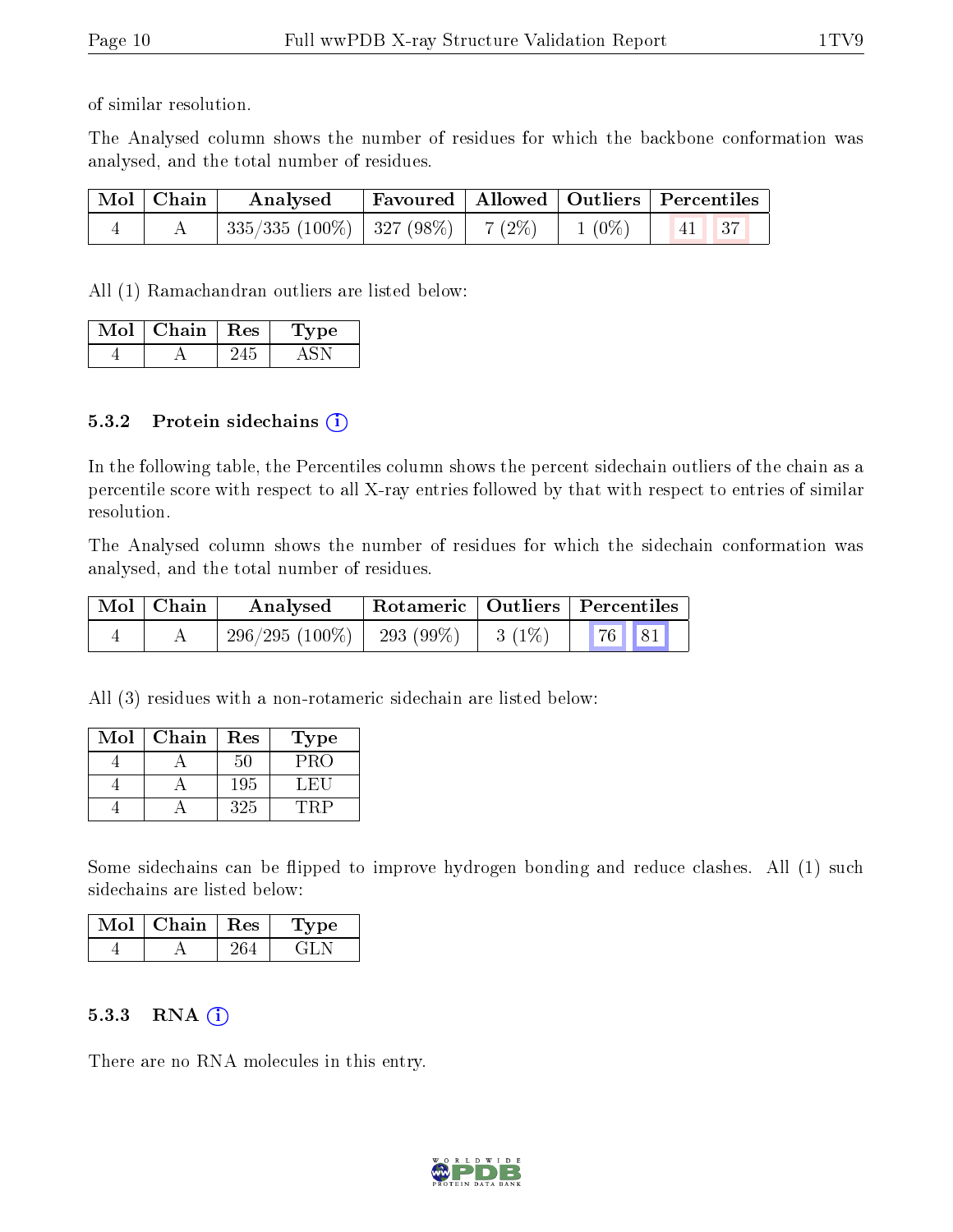of similar resolution.

The Analysed column shows the number of residues for which the backbone conformation was analysed, and the total number of residues.

| Mol | Chain | Analysed | Favoured | Allowed | Outliers | Percentiles | |
|---|---|---|---|---|---|---|---|
| 4 | A | 335/335 (100%) | 327 (98%) | 7 (2%) | 1 (0%) | 41 | 37 |

All (1) Ramachandran outliers are listed below:

| Mol | Chain | Res | Type |
|---|---|---|---|
| 4 | A | 245 | ASN |

### 5.3.2 Protein sidechains

In the following table, the Percentiles column shows the percent sidechain outliers of the chain as a percentile score with respect to all X-ray entries followed by that with respect to entries of similar resolution.

The Analysed column shows the number of residues for which the sidechain conformation was analysed, and the total number of residues.

| Mol | Chain | Analysed | Rotameric | Outliers | Percentiles | |
|---|---|---|---|---|---|---|
| 4 | A | 296/295 (100%) | 293 (99%) | 3 (1%) | 76 | 81 |

All (3) residues with a non-rotameric sidechain are listed below:

| Mol | Chain | Res | Type |
|---|---|---|---|
| 4 | A | 50 | PRO |
| 4 | A | 195 | LEU |
| 4 | A | 325 | TRP |

Some sidechains can be flipped to improve hydrogen bonding and reduce clashes. All (1) such sidechains are listed below:

| Mol | Chain | Res | Type |
|---|---|---|---|
| 4 | A | 264 | GLN |

### 5.3.3 RNA

There are no RNA molecules in this entry.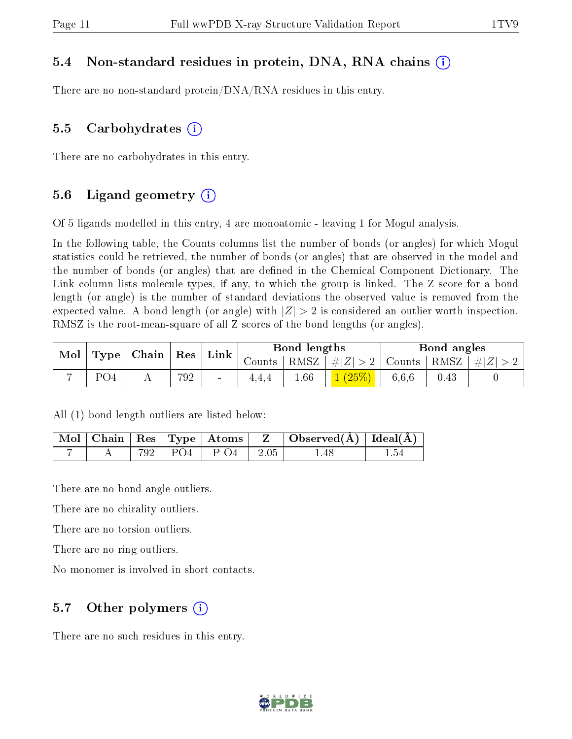### 5.4 Non-standard residues in protein, DNA, RNA chains

There are no non-standard protein/DNA/RNA residues in this entry.

### 5.5 Carbohydrates

There are no carbohydrates in this entry.

### 5.6 Ligand geometry

Of 5 ligands modelled in this entry, 4 are monoatomic - leaving 1 for Mogul analysis.

In the following table, the Counts columns list the number of bonds (or angles) for which Mogul statistics could be retrieved, the number of bonds (or angles) that are observed in the model and the number of bonds (or angles) that are defined in the Chemical Component Dictionary. The Link column lists molecule types, if any, to which the group is linked. The Z score for a bond length (or angle) is the number of standard deviations the observed value is removed from the expected value. A bond length (or angle) with $|Z| > 2$ is considered an outlier worth inspection. RMSZ is the root-mean-square of all Z scores of the bond lengths (or angles).

| Mol | Type | Chain | Res | Link | Bond lengths | | | Bond angles | | |
|---|---|---|---|---|---|---|---|---|---|---|
| | | | | | Counts | RMSZ | $\#\|Z\| > 2$ | Counts | RMSZ | $\#\|Z\| > 2$ |
| 7 | PO4 | A | 792 | - | 4,4,4 | 1.66 | 1 (25%) | 6,6,6 | 0.43 | 0 |

All (1) bond length outliers are listed below:

| Mol | Chain | Res | Type | Atoms | Z | Observed(Å) | Ideal(Å) |
|---|---|---|---|---|---|---|---|
| 7 | A | 792 | PO4 | P-O4 | -2.05 | 1.48 | 1.54 |

There are no bond angle outliers.

There are no chirality outliers.

There are no torsion outliers.

There are no ring outliers.

No monomer is involved in short contacts.

### 5.7 Other polymers

There are no such residues in this entry.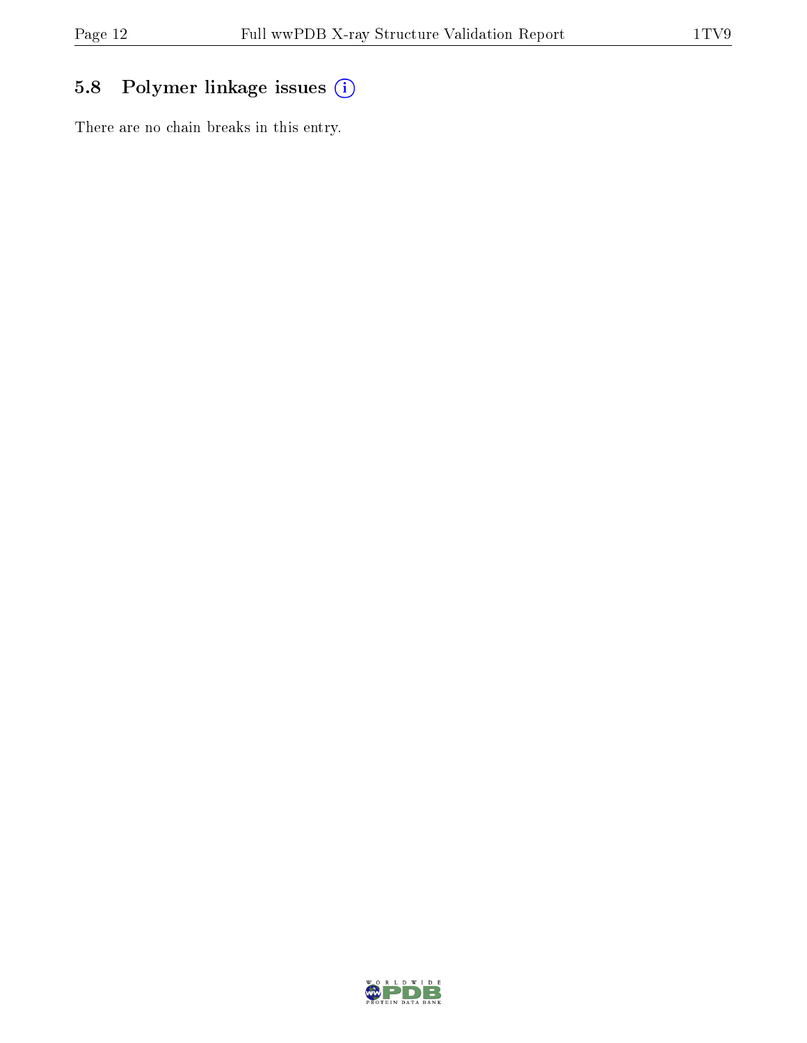## 5.8 Polymer linkage issues

There are no chain breaks in this entry.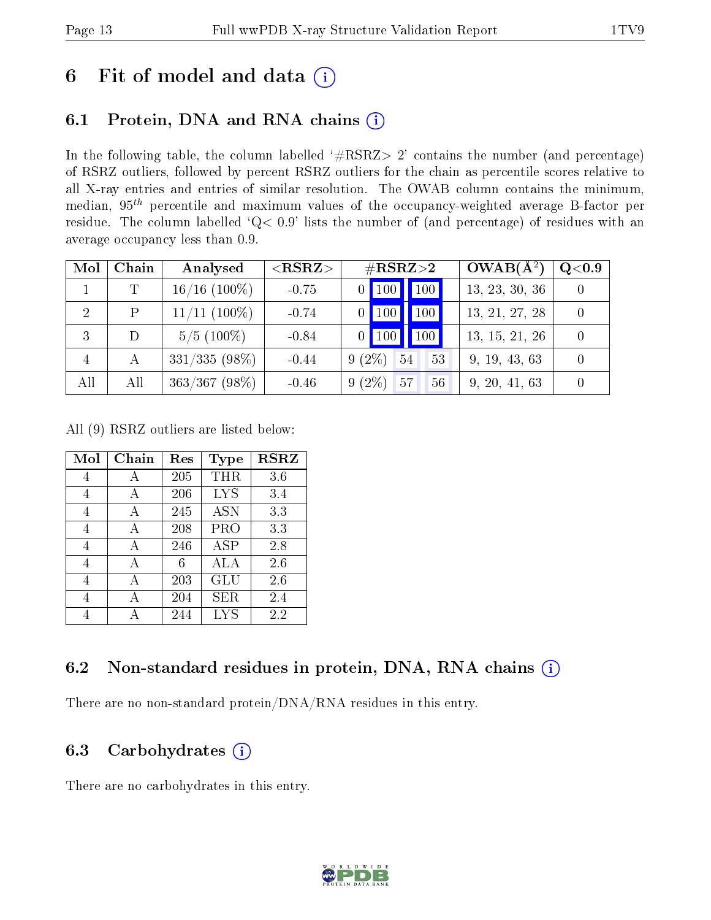# 6 Fit of model and data (i)

## 6.1 Protein, DNA and RNA chains (i)

In the following table, the column labelled '#RSRZ> 2' contains the number (and percentage) of RSRZ outliers, followed by percent RSRZ outliers for the chain as percentile scores relative to all X-ray entries and entries of similar resolution. The OWAB column contains the minimum, median, $95^{th}$ percentile and maximum values of the occupancy-weighted average B-factor per residue. The column labelled 'Q< 0.9' lists the number of (and percentage) of residues with an average occupancy less than 0.9.

| Mol | Chain | Analysed | <RSRZ> | #RSRZ>2 | | | OWAB($Å^2$) | Q<0.9 |
|---|---|---|---|---|---|---|---|---|
| 1 | T | 16/16 (100%) | -0.75 | 0 | 100 | 100 | 13, 23, 30, 36 | 0 |
| 2 | P | 11/11 (100%) | -0.74 | 0 | 100 | 100 | 13, 21, 27, 28 | 0 |
| 3 | D | 5/5 (100%) | -0.84 | 0 | 100 | 100 | 13, 15, 21, 26 | 0 |
| 4 | A | 331/335 (98%) | -0.44 | 9 (2%) | 54 | 53 | 9, 19, 43, 63 | 0 |
| All | All | 363/367 (98%) | -0.46 | 9 (2%) | 57 | 56 | 9, 20, 41, 63 | 0 |

All (9) RSRZ outliers are listed below:

| Mol | Chain | Res | Type | RSRZ |
|---|---|---|---|---|
| 4 | A | 205 | THR | 3.6 |
| 4 | A | 206 | LYS | 3.4 |
| 4 | A | 245 | ASN | 3.3 |
| 4 | A | 208 | PRO | 3.3 |
| 4 | A | 246 | ASP | 2.8 |
| 4 | A | 6 | ALA | 2.6 |
| 4 | A | 203 | GLU | 2.6 |
| 4 | A | 204 | SER | 2.4 |
| 4 | A | 244 | LYS | 2.2 |

## 6.2 Non-standard residues in protein, DNA, RNA chains (i)

There are no non-standard protein/DNA/RNA residues in this entry.

## 6.3 Carbohydrates (i)

There are no carbohydrates in this entry.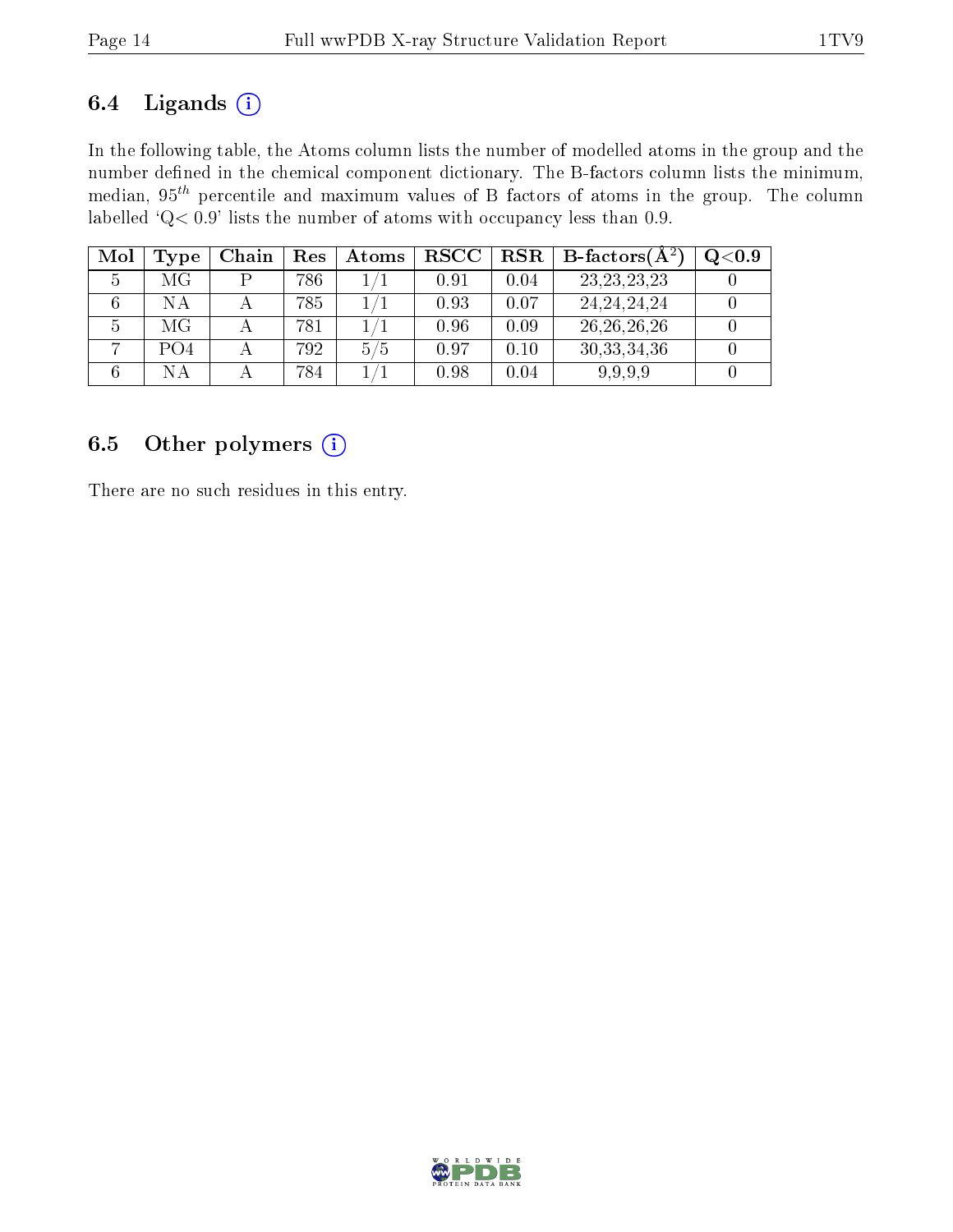## 6.4 Ligands ⓘ

In the following table, the Atoms column lists the number of modelled atoms in the group and the number defined in the chemical component dictionary. The B-factors column lists the minimum, median, $95^{th}$ percentile and maximum values of B factors of atoms in the group. The column labelled 'Q< 0.9' lists the number of atoms with occupancy less than 0.9.

| Mol | Type | Chain | Res | Atoms | RSCC | RSR | B-factors($Å^2$) | Q<0.9 |
|---|---|---|---|---|---|---|---|---|
| 5 | MG | P | 786 | 1/1 | 0.91 | 0.04 | 23,23,23,23 | 0 |
| 6 | NA | A | 785 | 1/1 | 0.93 | 0.07 | 24,24,24,24 | 0 |
| 5 | MG | A | 781 | 1/1 | 0.96 | 0.09 | 26,26,26,26 | 0 |
| 7 | PO4 | A | 792 | 5/5 | 0.97 | 0.10 | 30,33,34,36 | 0 |
| 6 | NA | A | 784 | 1/1 | 0.98 | 0.04 | 9,9,9,9 | 0 |

## 6.5 Other polymers ⓘ

There are no such residues in this entry.